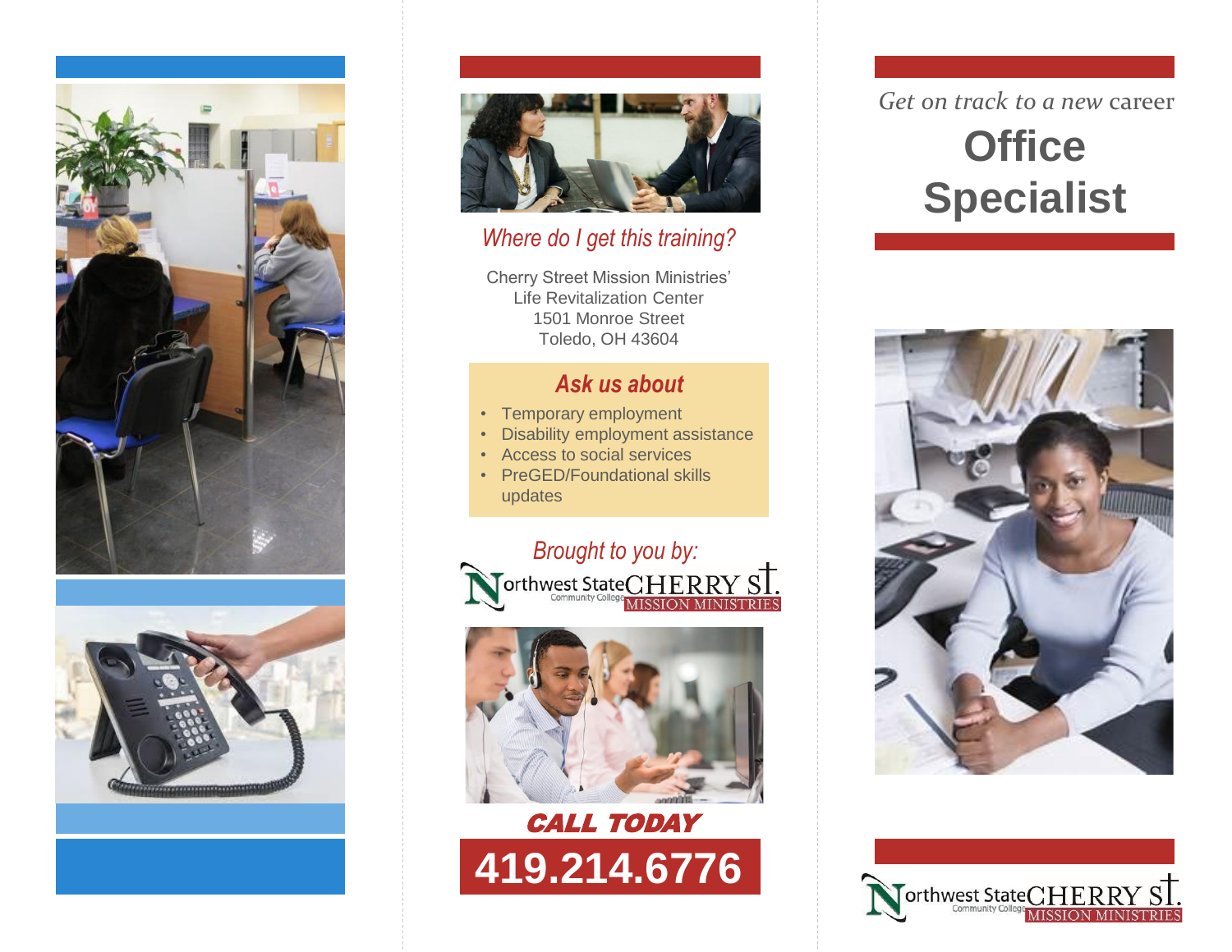*Get on track to a new career*

# Office Specialist

## *Where do I get this training?*

Cherry Street Mission Ministries'
Life Revitalization Center
1501 Monroe Street
Toledo, OH 43604

### *Ask us about*

- Temporary employment
- Disability employment assistance
- Access to social services
- PreGED/Foundational skills updates

*Brought to you by:*

Northwest State Community College
CHERRY ST. MISSION MINISTRIES

**CALL TODAY**

**419.214.6776**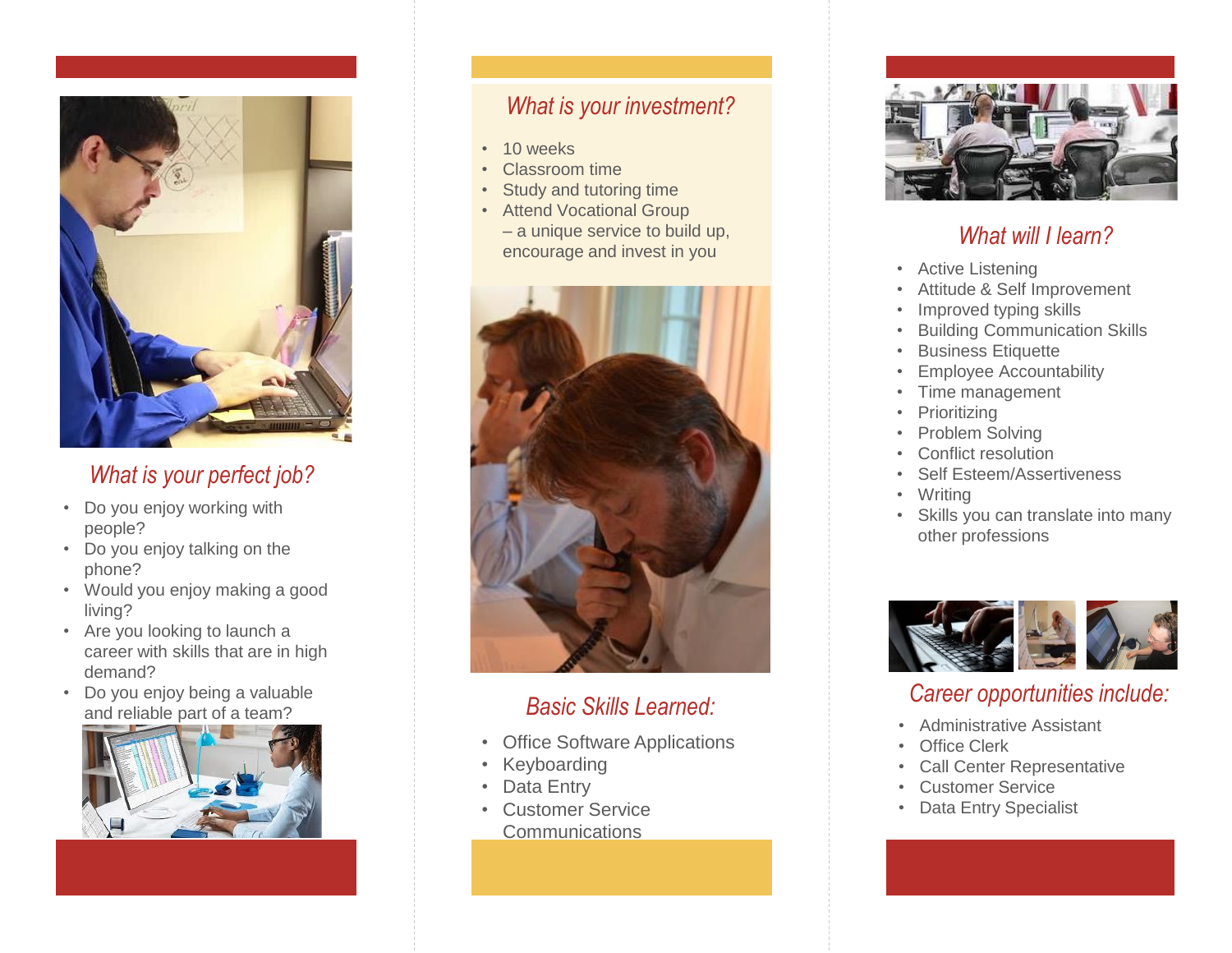## What is your perfect job?

- Do you enjoy working with people?
- Do you enjoy talking on the phone?
- Would you enjoy making a good living?
- Are you looking to launch a career with skills that are in high demand?
- Do you enjoy being a valuable and reliable part of a team?

## What is your investment?

- 10 weeks
- Classroom time
- Study and tutoring time
- Attend Vocational Group – a unique service to build up, encourage and invest in you

## Basic Skills Learned:

- Office Software Applications
- Keyboarding
- Data Entry
- Customer Service Communications

## What will I learn?

- Active Listening
- Attitude & Self Improvement
- Improved typing skills
- Building Communication Skills
- Business Etiquette
- Employee Accountability
- Time management
- Prioritizing
- Problem Solving
- Conflict resolution
- Self Esteem/Assertiveness
- Writing
- Skills you can translate into many other professions

## Career opportunities include:

- Administrative Assistant
- Office Clerk
- Call Center Representative
- Customer Service
- Data Entry Specialist